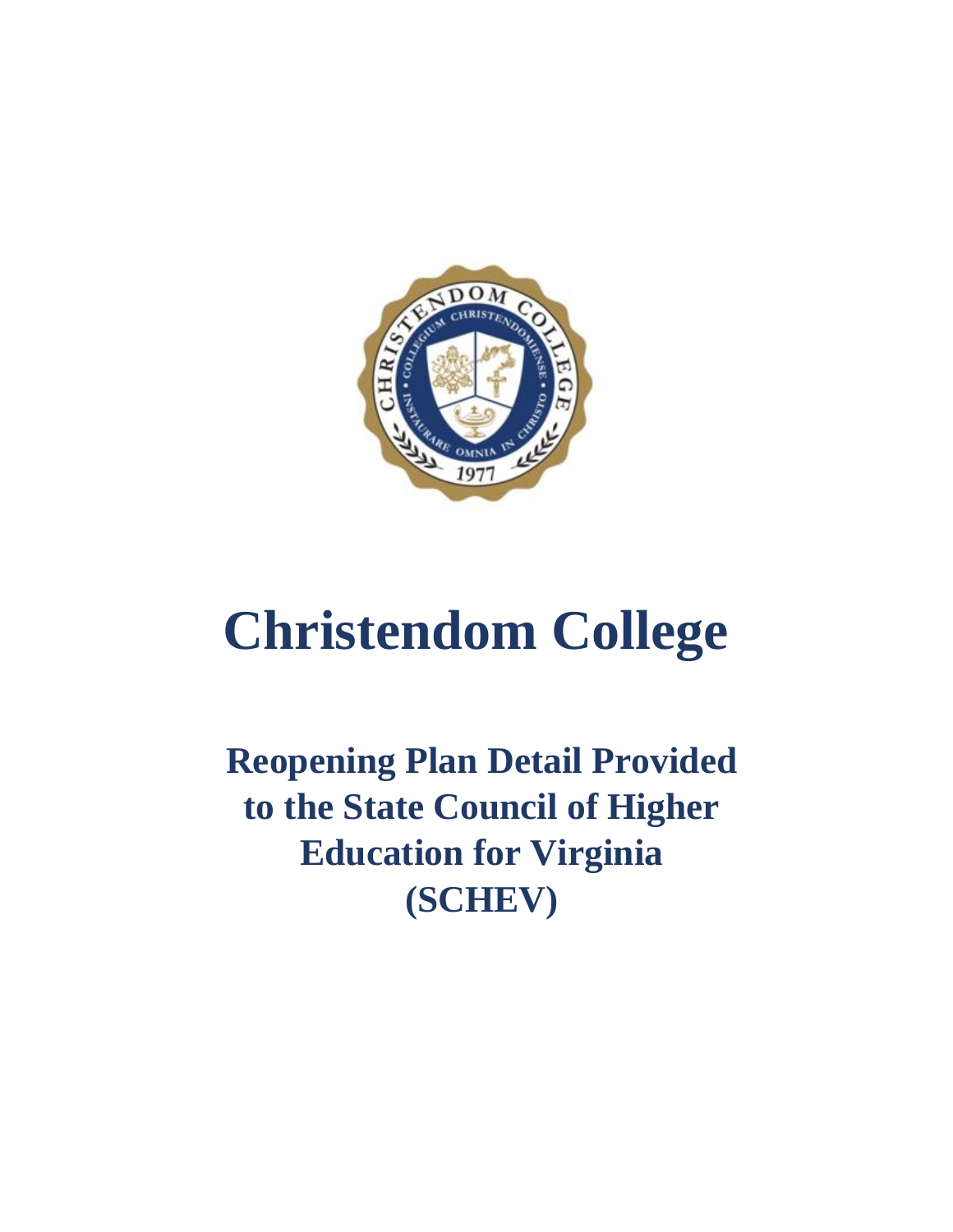# Christendom College

## Reopening Plan Detail Provided to the State Council of Higher Education for Virginia (SCHEV)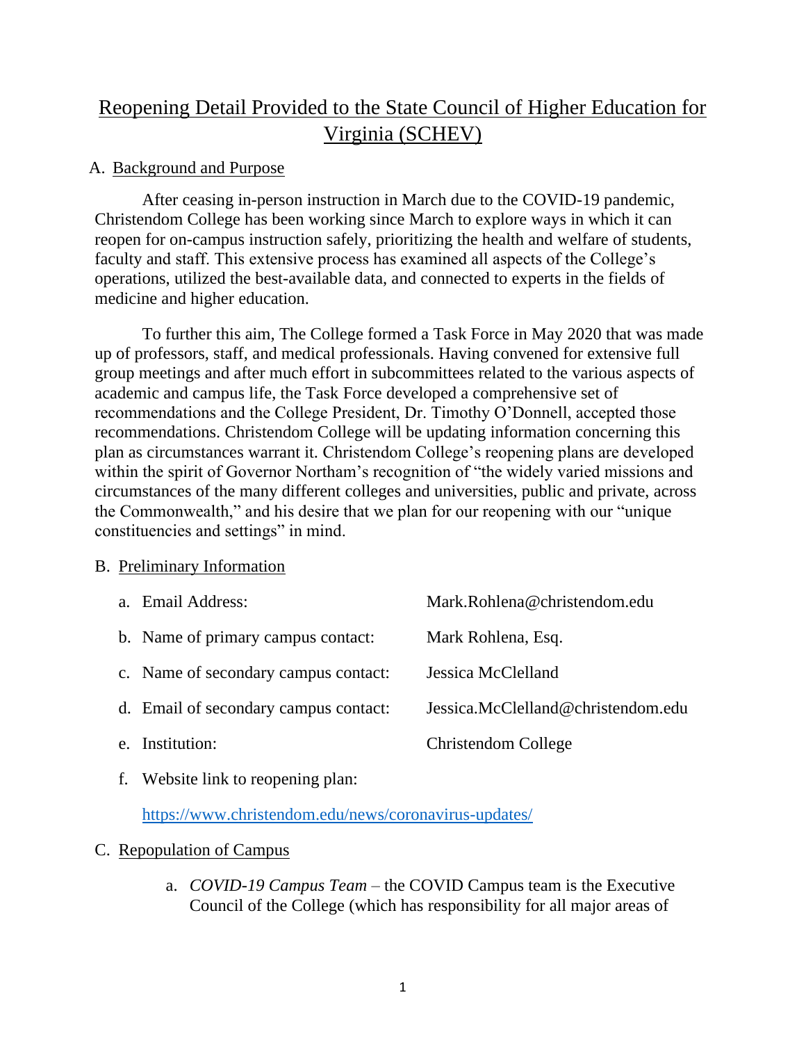# Reopening Detail Provided to the State Council of Higher Education for Virginia (SCHEV)

## A. Background and Purpose

After ceasing in-person instruction in March due to the COVID-19 pandemic, Christendom College has been working since March to explore ways in which it can reopen for on-campus instruction safely, prioritizing the health and welfare of students, faculty and staff. This extensive process has examined all aspects of the College's operations, utilized the best-available data, and connected to experts in the fields of medicine and higher education.

To further this aim, The College formed a Task Force in May 2020 that was made up of professors, staff, and medical professionals. Having convened for extensive full group meetings and after much effort in subcommittees related to the various aspects of academic and campus life, the Task Force developed a comprehensive set of recommendations and the College President, Dr. Timothy O'Donnell, accepted those recommendations. Christendom College will be updating information concerning this plan as circumstances warrant it. Christendom College's reopening plans are developed within the spirit of Governor Northam's recognition of "the widely varied missions and circumstances of the many different colleges and universities, public and private, across the Commonwealth," and his desire that we plan for our reopening with our "unique constituencies and settings" in mind.

## B. Preliminary Information

a. Email Address: Mark.Rohlena@christendom.edu

b. Name of primary campus contact: Mark Rohlena, Esq.

c. Name of secondary campus contact: Jessica McClelland

d. Email of secondary campus contact: Jessica.McClelland@christendom.edu

e. Institution: Christendom College

f. Website link to reopening plan:

https://www.christendom.edu/news/coronavirus-updates/

## C. Repopulation of Campus

a. *COVID-19 Campus Team* – the COVID Campus team is the Executive Council of the College (which has responsibility for all major areas of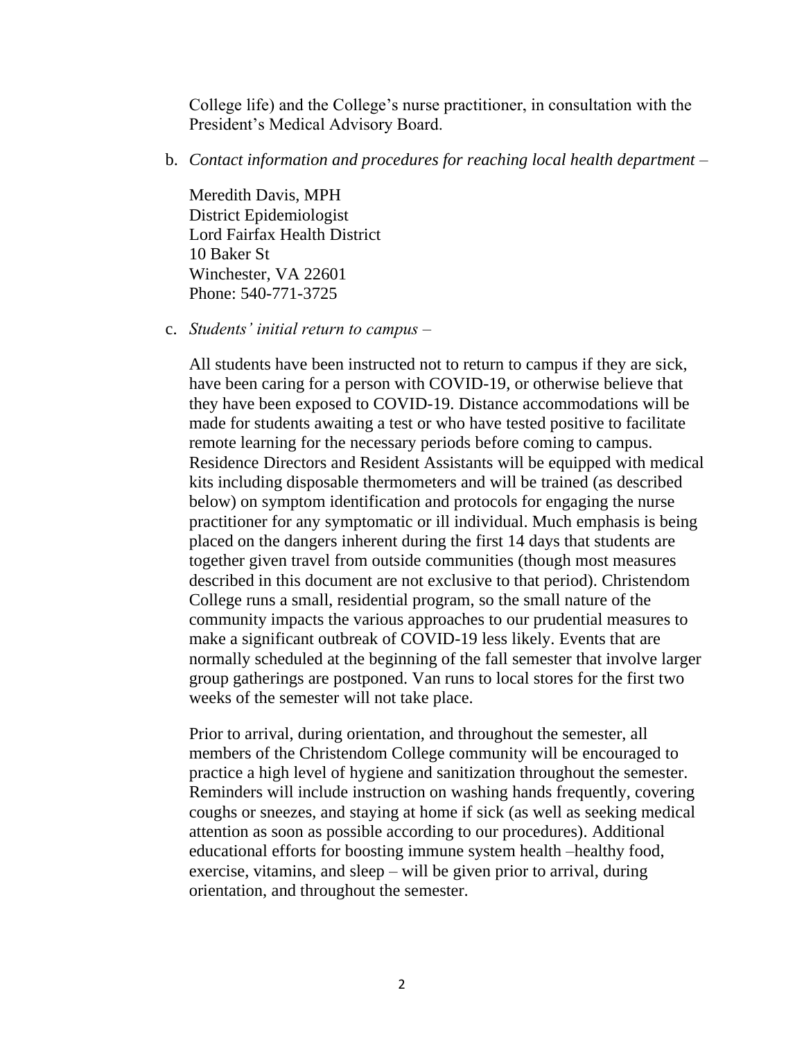College life) and the College's nurse practitioner, in consultation with the President's Medical Advisory Board.

b. *Contact information and procedures for reaching local health department* –

   Meredith Davis, MPH
   District Epidemiologist
   Lord Fairfax Health District
   10 Baker St
   Winchester, VA 22601
   Phone: 540-771-3725

c. *Students' initial return to campus* –

   All students have been instructed not to return to campus if they are sick, have been caring for a person with COVID-19, or otherwise believe that they have been exposed to COVID-19. Distance accommodations will be made for students awaiting a test or who have tested positive to facilitate remote learning for the necessary periods before coming to campus. Residence Directors and Resident Assistants will be equipped with medical kits including disposable thermometers and will be trained (as described below) on symptom identification and protocols for engaging the nurse practitioner for any symptomatic or ill individual. Much emphasis is being placed on the dangers inherent during the first 14 days that students are together given travel from outside communities (though most measures described in this document are not exclusive to that period). Christendom College runs a small, residential program, so the small nature of the community impacts the various approaches to our prudential measures to make a significant outbreak of COVID-19 less likely. Events that are normally scheduled at the beginning of the fall semester that involve larger group gatherings are postponed. Van runs to local stores for the first two weeks of the semester will not take place.

   Prior to arrival, during orientation, and throughout the semester, all members of the Christendom College community will be encouraged to practice a high level of hygiene and sanitization throughout the semester. Reminders will include instruction on washing hands frequently, covering coughs or sneezes, and staying at home if sick (as well as seeking medical attention as soon as possible according to our procedures). Additional educational efforts for boosting immune system health –healthy food, exercise, vitamins, and sleep – will be given prior to arrival, during orientation, and throughout the semester.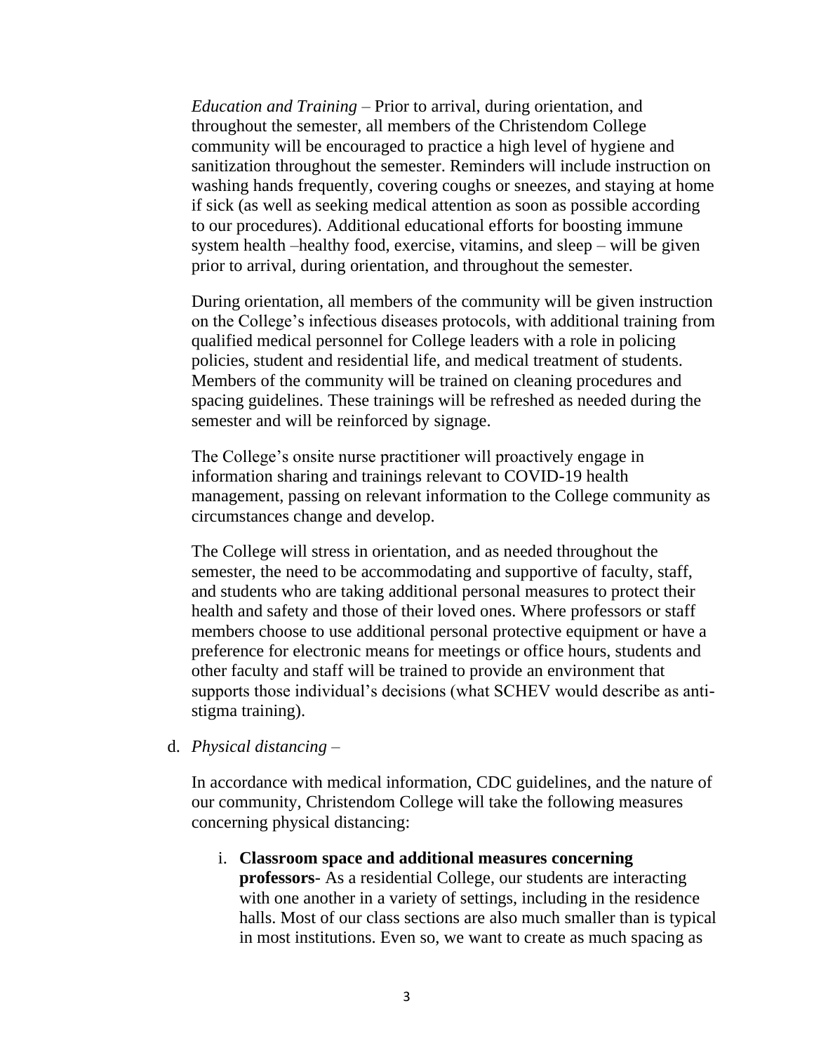*Education and Training* – Prior to arrival, during orientation, and throughout the semester, all members of the Christendom College community will be encouraged to practice a high level of hygiene and sanitization throughout the semester. Reminders will include instruction on washing hands frequently, covering coughs or sneezes, and staying at home if sick (as well as seeking medical attention as soon as possible according to our procedures). Additional educational efforts for boosting immune system health –healthy food, exercise, vitamins, and sleep – will be given prior to arrival, during orientation, and throughout the semester.

During orientation, all members of the community will be given instruction on the College's infectious diseases protocols, with additional training from qualified medical personnel for College leaders with a role in policing policies, student and residential life, and medical treatment of students. Members of the community will be trained on cleaning procedures and spacing guidelines. These trainings will be refreshed as needed during the semester and will be reinforced by signage.

The College's onsite nurse practitioner will proactively engage in information sharing and trainings relevant to COVID-19 health management, passing on relevant information to the College community as circumstances change and develop.

The College will stress in orientation, and as needed throughout the semester, the need to be accommodating and supportive of faculty, staff, and students who are taking additional personal measures to protect their health and safety and those of their loved ones. Where professors or staff members choose to use additional personal protective equipment or have a preference for electronic means for meetings or office hours, students and other faculty and staff will be trained to provide an environment that supports those individual's decisions (what SCHEV would describe as anti-stigma training).

d. *Physical distancing* –

In accordance with medical information, CDC guidelines, and the nature of our community, Christendom College will take the following measures concerning physical distancing:

i. **Classroom space and additional measures concerning professors**- As a residential College, our students are interacting with one another in a variety of settings, including in the residence halls. Most of our class sections are also much smaller than is typical in most institutions. Even so, we want to create as much spacing as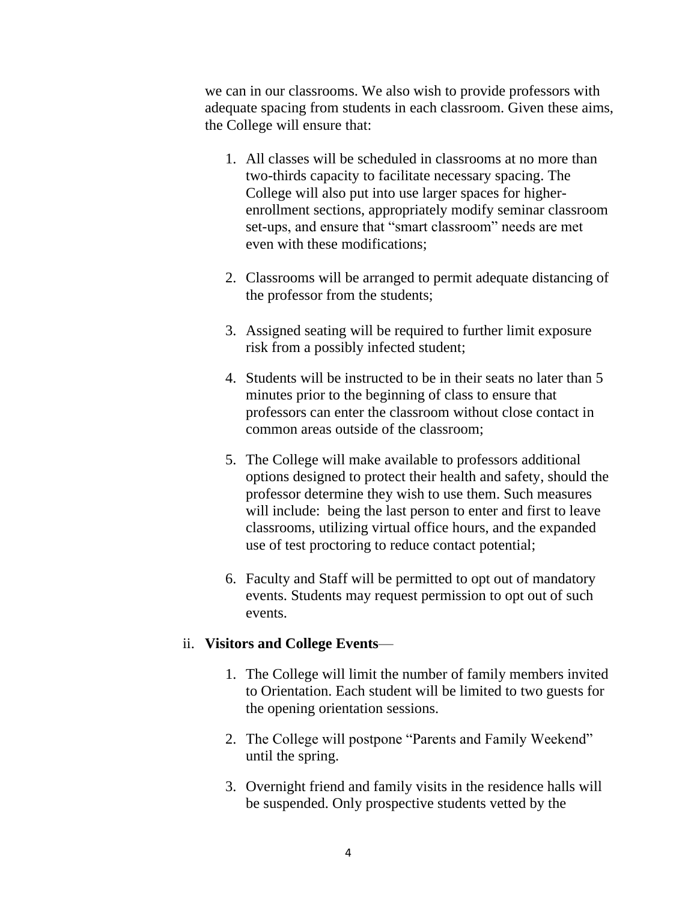we can in our classrooms. We also wish to provide professors with adequate spacing from students in each classroom. Given these aims, the College will ensure that:

1. All classes will be scheduled in classrooms at no more than two-thirds capacity to facilitate necessary spacing. The College will also put into use larger spaces for higher-enrollment sections, appropriately modify seminar classroom set-ups, and ensure that “smart classroom” needs are met even with these modifications;

2. Classrooms will be arranged to permit adequate distancing of the professor from the students;

3. Assigned seating will be required to further limit exposure risk from a possibly infected student;

4. Students will be instructed to be in their seats no later than 5 minutes prior to the beginning of class to ensure that professors can enter the classroom without close contact in common areas outside of the classroom;

5. The College will make available to professors additional options designed to protect their health and safety, should the professor determine they wish to use them. Such measures will include: being the last person to enter and first to leave classrooms, utilizing virtual office hours, and the expanded use of test proctoring to reduce contact potential;

6. Faculty and Staff will be permitted to opt out of mandatory events. Students may request permission to opt out of such events.

ii. **Visitors and College Events**—

1. The College will limit the number of family members invited to Orientation. Each student will be limited to two guests for the opening orientation sessions.

2. The College will postpone “Parents and Family Weekend” until the spring.

3. Overnight friend and family visits in the residence halls will be suspended. Only prospective students vetted by the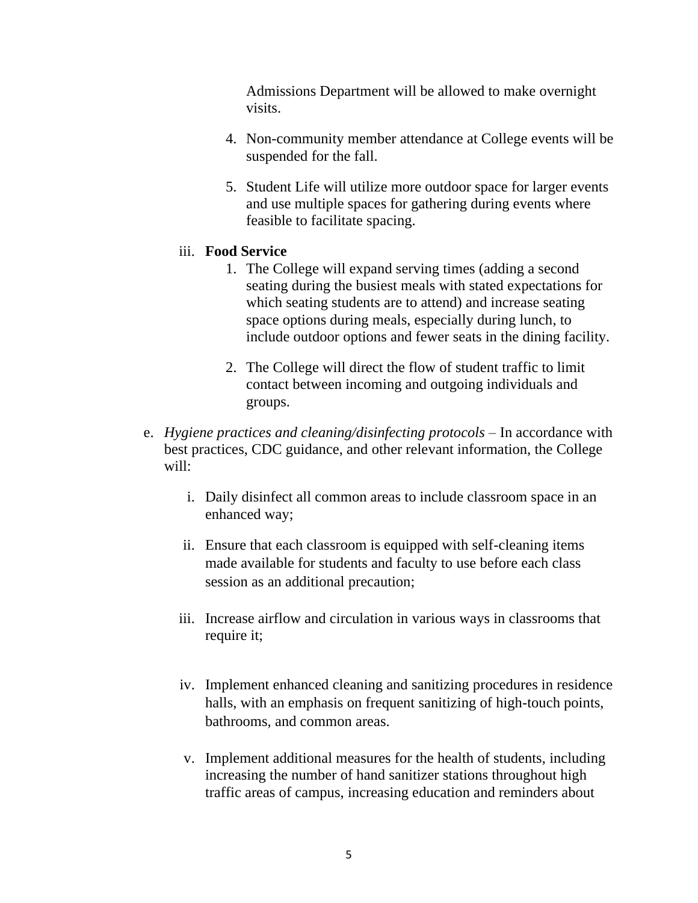Admissions Department will be allowed to make overnight visits.

4. Non-community member attendance at College events will be suspended for the fall.

5. Student Life will utilize more outdoor space for larger events and use multiple spaces for gathering during events where feasible to facilitate spacing.

iii. **Food Service**

1. The College will expand serving times (adding a second seating during the busiest meals with stated expectations for which seating students are to attend) and increase seating space options during meals, especially during lunch, to include outdoor options and fewer seats in the dining facility.

2. The College will direct the flow of student traffic to limit contact between incoming and outgoing individuals and groups.

e. *Hygiene practices and cleaning/disinfecting protocols* – In accordance with best practices, CDC guidance, and other relevant information, the College will:

i. Daily disinfect all common areas to include classroom space in an enhanced way;

ii. Ensure that each classroom is equipped with self-cleaning items made available for students and faculty to use before each class session as an additional precaution;

iii. Increase airflow and circulation in various ways in classrooms that require it;

iv. Implement enhanced cleaning and sanitizing procedures in residence halls, with an emphasis on frequent sanitizing of high-touch points, bathrooms, and common areas.

v. Implement additional measures for the health of students, including increasing the number of hand sanitizer stations throughout high traffic areas of campus, increasing education and reminders about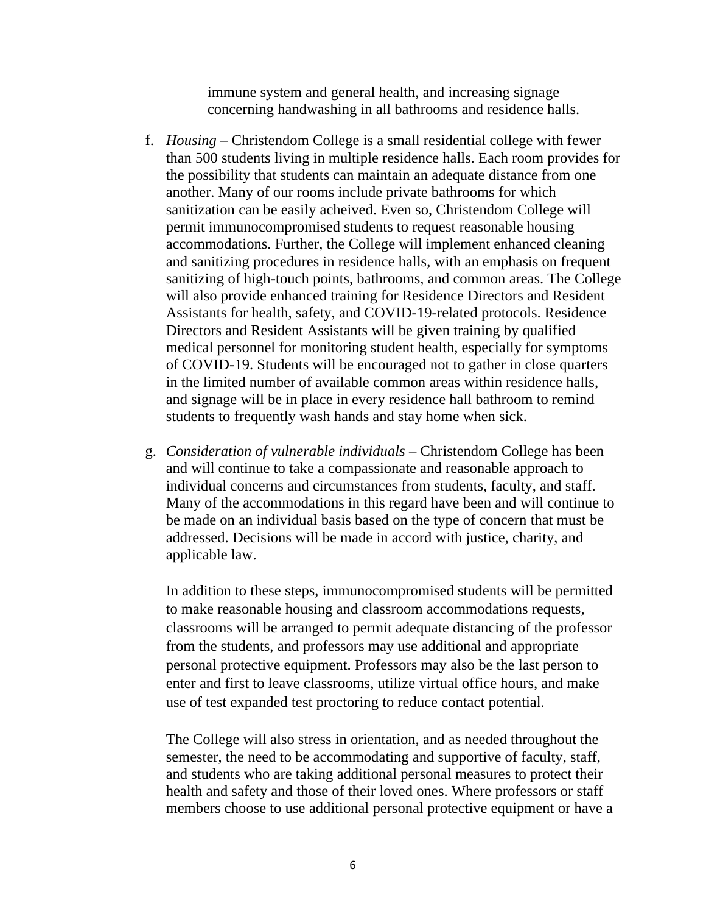immune system and general health, and increasing signage concerning handwashing in all bathrooms and residence halls.

f. *Housing* – Christendom College is a small residential college with fewer than 500 students living in multiple residence halls. Each room provides for the possibility that students can maintain an adequate distance from one another. Many of our rooms include private bathrooms for which sanitization can be easily acheived. Even so, Christendom College will permit immunocompromised students to request reasonable housing accommodations. Further, the College will implement enhanced cleaning and sanitizing procedures in residence halls, with an emphasis on frequent sanitizing of high-touch points, bathrooms, and common areas. The College will also provide enhanced training for Residence Directors and Resident Assistants for health, safety, and COVID-19-related protocols. Residence Directors and Resident Assistants will be given training by qualified medical personnel for monitoring student health, especially for symptoms of COVID-19. Students will be encouraged not to gather in close quarters in the limited number of available common areas within residence halls, and signage will be in place in every residence hall bathroom to remind students to frequently wash hands and stay home when sick.

g. *Consideration of vulnerable individuals* – Christendom College has been and will continue to take a compassionate and reasonable approach to individual concerns and circumstances from students, faculty, and staff. Many of the accommodations in this regard have been and will continue to be made on an individual basis based on the type of concern that must be addressed. Decisions will be made in accord with justice, charity, and applicable law.

   In addition to these steps, immunocompromised students will be permitted to make reasonable housing and classroom accommodations requests, classrooms will be arranged to permit adequate distancing of the professor from the students, and professors may use additional and appropriate personal protective equipment. Professors may also be the last person to enter and first to leave classrooms, utilize virtual office hours, and make use of test expanded test proctoring to reduce contact potential.

   The College will also stress in orientation, and as needed throughout the semester, the need to be accommodating and supportive of faculty, staff, and students who are taking additional personal measures to protect their health and safety and those of their loved ones. Where professors or staff members choose to use additional personal protective equipment or have a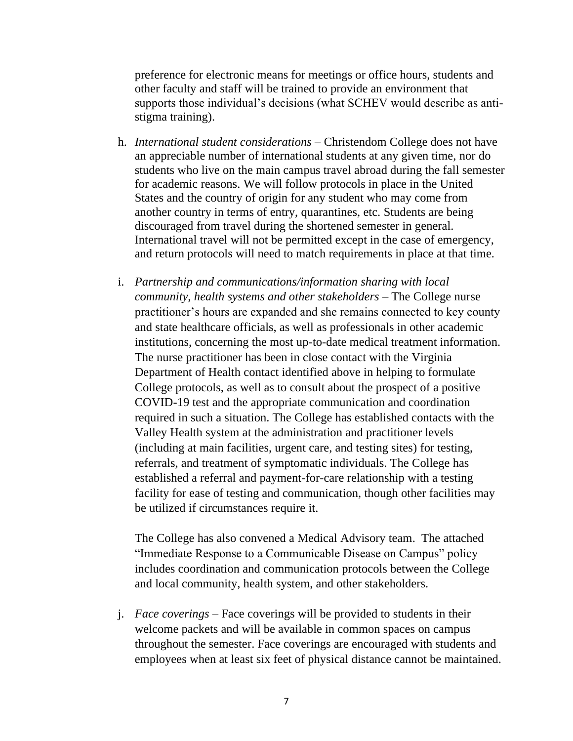preference for electronic means for meetings or office hours, students and other faculty and staff will be trained to provide an environment that supports those individual's decisions (what SCHEV would describe as anti-stigma training).

h. *International student considerations* – Christendom College does not have an appreciable number of international students at any given time, nor do students who live on the main campus travel abroad during the fall semester for academic reasons. We will follow protocols in place in the United States and the country of origin for any student who may come from another country in terms of entry, quarantines, etc. Students are being discouraged from travel during the shortened semester in general. International travel will not be permitted except in the case of emergency, and return protocols will need to match requirements in place at that time.

i. *Partnership and communications/information sharing with local community, health systems and other stakeholders* – The College nurse practitioner's hours are expanded and she remains connected to key county and state healthcare officials, as well as professionals in other academic institutions, concerning the most up-to-date medical treatment information. The nurse practitioner has been in close contact with the Virginia Department of Health contact identified above in helping to formulate College protocols, as well as to consult about the prospect of a positive COVID-19 test and the appropriate communication and coordination required in such a situation. The College has established contacts with the Valley Health system at the administration and practitioner levels (including at main facilities, urgent care, and testing sites) for testing, referrals, and treatment of symptomatic individuals. The College has established a referral and payment-for-care relationship with a testing facility for ease of testing and communication, though other facilities may be utilized if circumstances require it.

   The College has also convened a Medical Advisory team. The attached "Immediate Response to a Communicable Disease on Campus" policy includes coordination and communication protocols between the College and local community, health system, and other stakeholders.

j. *Face coverings* – Face coverings will be provided to students in their welcome packets and will be available in common spaces on campus throughout the semester. Face coverings are encouraged with students and employees when at least six feet of physical distance cannot be maintained.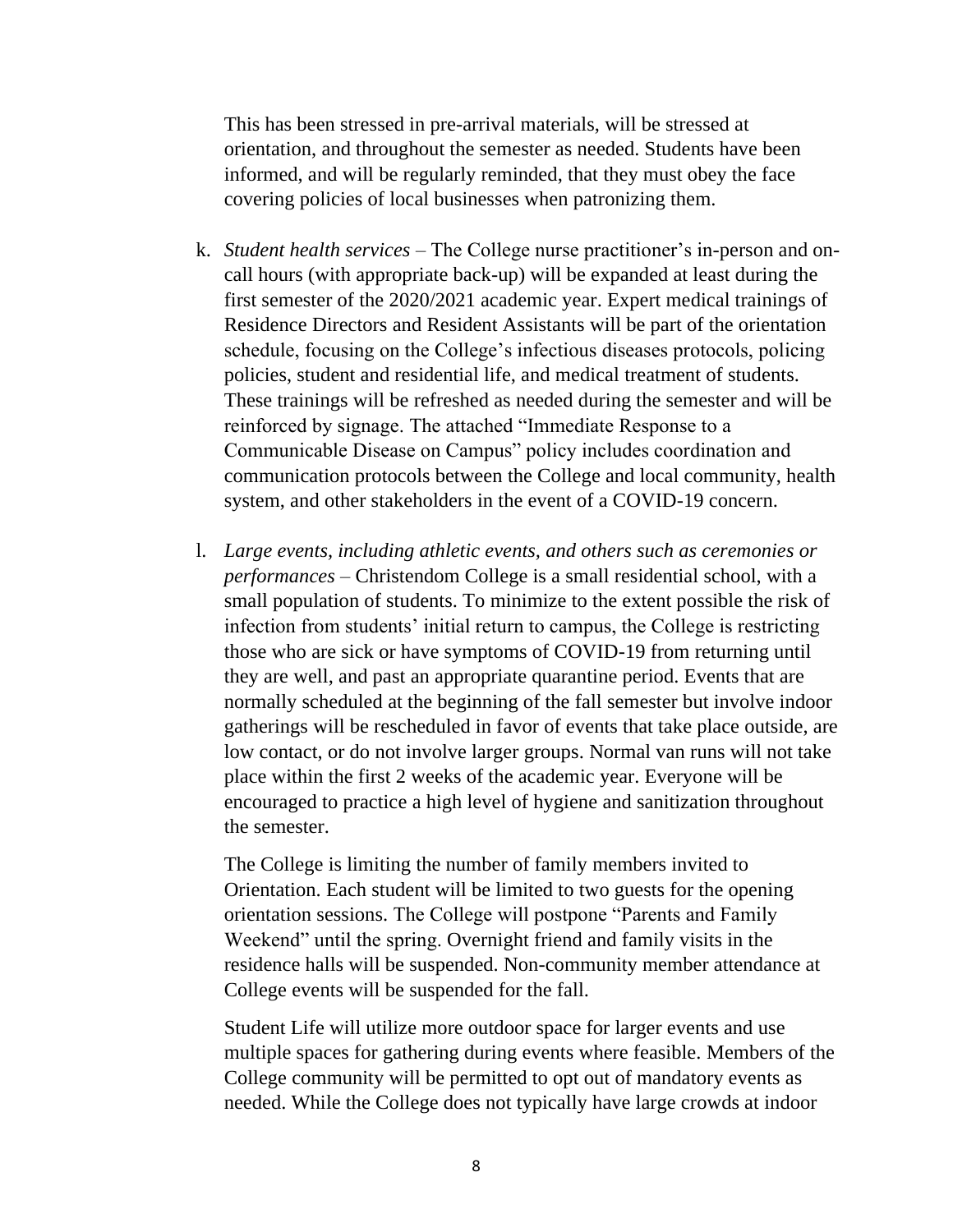This has been stressed in pre-arrival materials, will be stressed at orientation, and throughout the semester as needed. Students have been informed, and will be regularly reminded, that they must obey the face covering policies of local businesses when patronizing them.

k. *Student health services* – The College nurse practitioner's in-person and on-call hours (with appropriate back-up) will be expanded at least during the first semester of the 2020/2021 academic year. Expert medical trainings of Residence Directors and Resident Assistants will be part of the orientation schedule, focusing on the College's infectious diseases protocols, policing policies, student and residential life, and medical treatment of students. These trainings will be refreshed as needed during the semester and will be reinforced by signage. The attached "Immediate Response to a Communicable Disease on Campus" policy includes coordination and communication protocols between the College and local community, health system, and other stakeholders in the event of a COVID-19 concern.

l. *Large events, including athletic events, and others such as ceremonies or performances* – Christendom College is a small residential school, with a small population of students. To minimize to the extent possible the risk of infection from students' initial return to campus, the College is restricting those who are sick or have symptoms of COVID-19 from returning until they are well, and past an appropriate quarantine period. Events that are normally scheduled at the beginning of the fall semester but involve indoor gatherings will be rescheduled in favor of events that take place outside, are low contact, or do not involve larger groups. Normal van runs will not take place within the first 2 weeks of the academic year. Everyone will be encouraged to practice a high level of hygiene and sanitization throughout the semester.

   The College is limiting the number of family members invited to Orientation. Each student will be limited to two guests for the opening orientation sessions. The College will postpone "Parents and Family Weekend" until the spring. Overnight friend and family visits in the residence halls will be suspended. Non-community member attendance at College events will be suspended for the fall.

   Student Life will utilize more outdoor space for larger events and use multiple spaces for gathering during events where feasible. Members of the College community will be permitted to opt out of mandatory events as needed. While the College does not typically have large crowds at indoor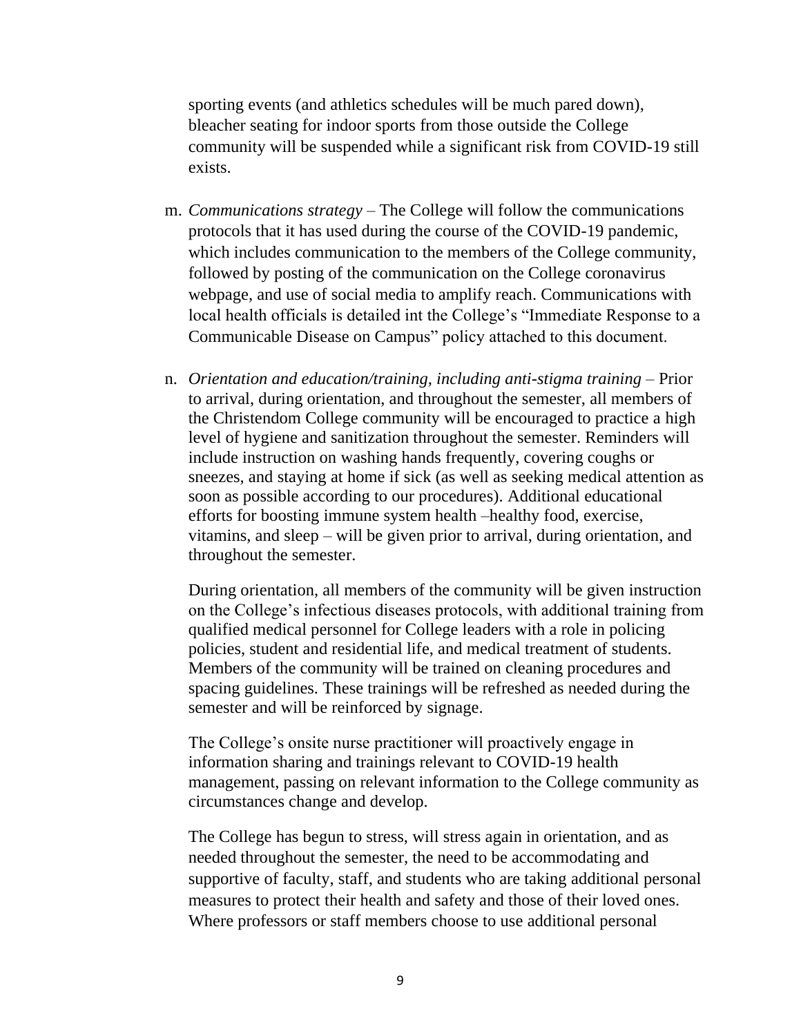sporting events (and athletics schedules will be much pared down), bleacher seating for indoor sports from those outside the College community will be suspended while a significant risk from COVID-19 still exists.

m. *Communications strategy* – The College will follow the communications protocols that it has used during the course of the COVID-19 pandemic, which includes communication to the members of the College community, followed by posting of the communication on the College coronavirus webpage, and use of social media to amplify reach. Communications with local health officials is detailed int the College's "Immediate Response to a Communicable Disease on Campus" policy attached to this document.

n. *Orientation and education/training, including anti-stigma training* – Prior to arrival, during orientation, and throughout the semester, all members of the Christendom College community will be encouraged to practice a high level of hygiene and sanitization throughout the semester. Reminders will include instruction on washing hands frequently, covering coughs or sneezes, and staying at home if sick (as well as seeking medical attention as soon as possible according to our procedures). Additional educational efforts for boosting immune system health –healthy food, exercise, vitamins, and sleep – will be given prior to arrival, during orientation, and throughout the semester.

   During orientation, all members of the community will be given instruction on the College's infectious diseases protocols, with additional training from qualified medical personnel for College leaders with a role in policing policies, student and residential life, and medical treatment of students. Members of the community will be trained on cleaning procedures and spacing guidelines. These trainings will be refreshed as needed during the semester and will be reinforced by signage.

   The College's onsite nurse practitioner will proactively engage in information sharing and trainings relevant to COVID-19 health management, passing on relevant information to the College community as circumstances change and develop.

   The College has begun to stress, will stress again in orientation, and as needed throughout the semester, the need to be accommodating and supportive of faculty, staff, and students who are taking additional personal measures to protect their health and safety and those of their loved ones. Where professors or staff members choose to use additional personal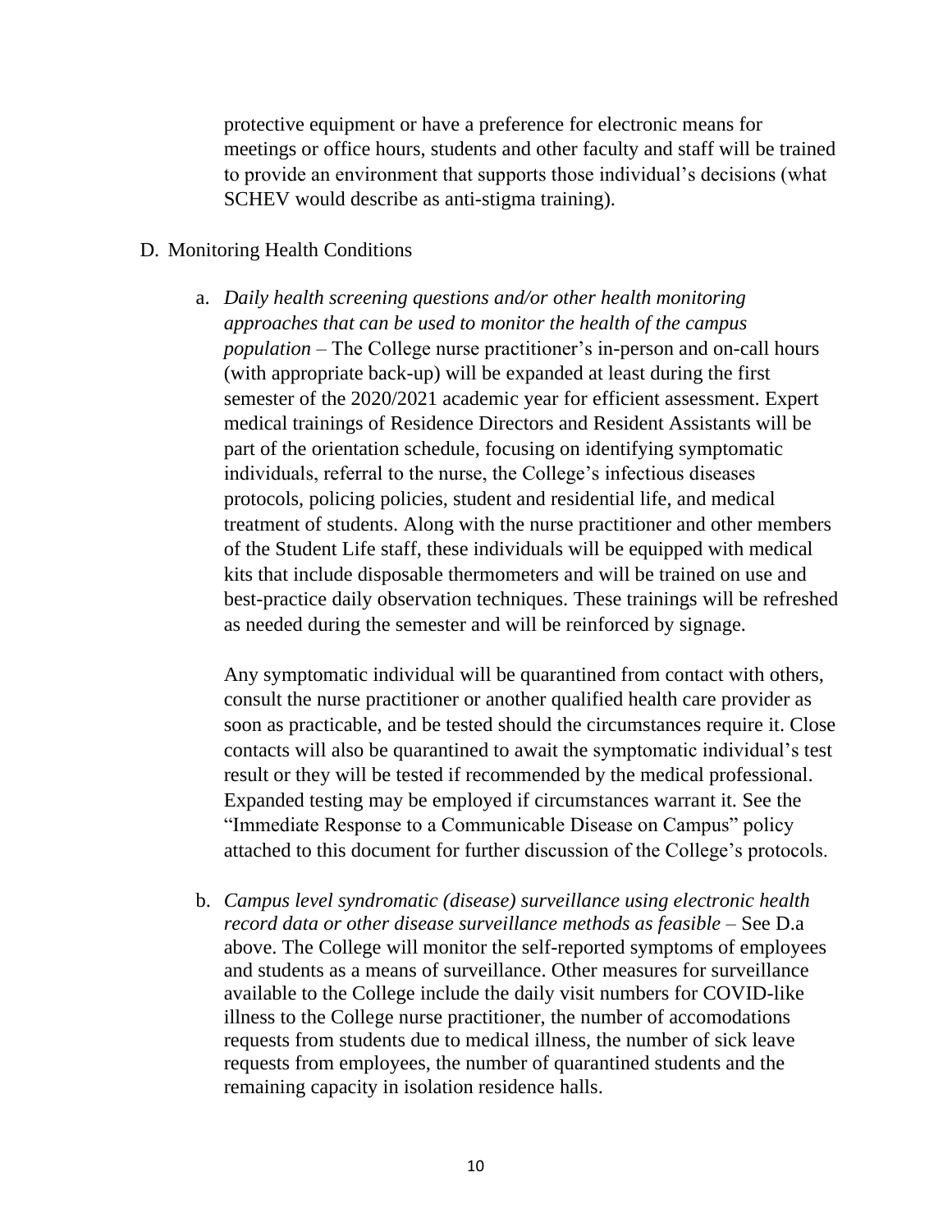protective equipment or have a preference for electronic means for meetings or office hours, students and other faculty and staff will be trained to provide an environment that supports those individual's decisions (what SCHEV would describe as anti-stigma training).

D. Monitoring Health Conditions

a. *Daily health screening questions and/or other health monitoring approaches that can be used to monitor the health of the campus population* – The College nurse practitioner's in-person and on-call hours (with appropriate back-up) will be expanded at least during the first semester of the 2020/2021 academic year for efficient assessment. Expert medical trainings of Residence Directors and Resident Assistants will be part of the orientation schedule, focusing on identifying symptomatic individuals, referral to the nurse, the College's infectious diseases protocols, policing policies, student and residential life, and medical treatment of students. Along with the nurse practitioner and other members of the Student Life staff, these individuals will be equipped with medical kits that include disposable thermometers and will be trained on use and best-practice daily observation techniques. These trainings will be refreshed as needed during the semester and will be reinforced by signage.

   Any symptomatic individual will be quarantined from contact with others, consult the nurse practitioner or another qualified health care provider as soon as practicable, and be tested should the circumstances require it. Close contacts will also be quarantined to await the symptomatic individual's test result or they will be tested if recommended by the medical professional. Expanded testing may be employed if circumstances warrant it. See the "Immediate Response to a Communicable Disease on Campus" policy attached to this document for further discussion of the College's protocols.

b. *Campus level syndromatic (disease) surveillance using electronic health record data or other disease surveillance methods as feasible* – See D.a above. The College will monitor the self-reported symptoms of employees and students as a means of surveillance. Other measures for surveillance available to the College include the daily visit numbers for COVID-like illness to the College nurse practitioner, the number of accomodations requests from students due to medical illness, the number of sick leave requests from employees, the number of quarantined students and the remaining capacity in isolation residence halls.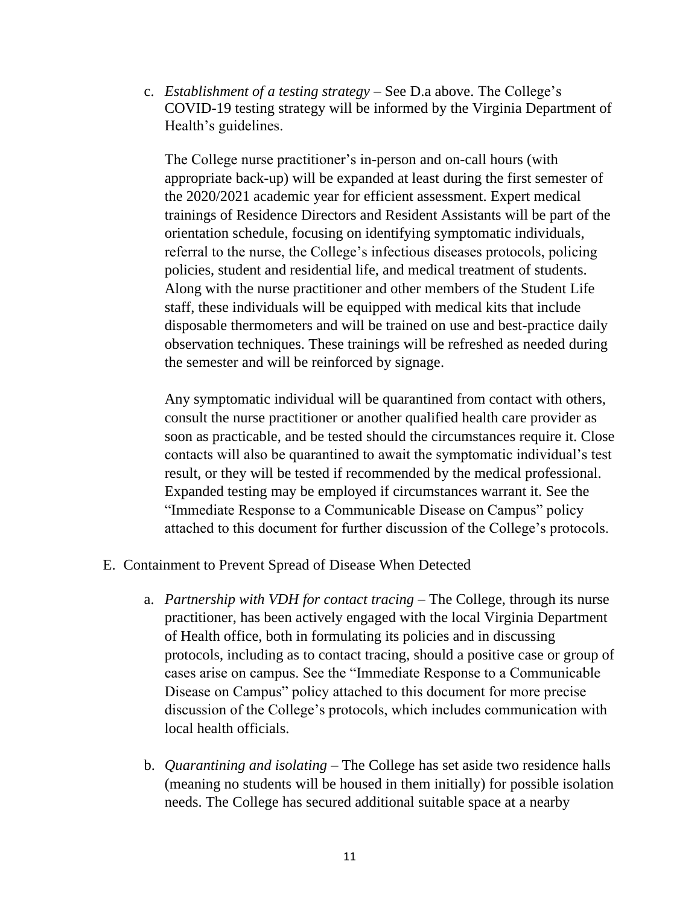c. *Establishment of a testing strategy* – See D.a above. The College's COVID-19 testing strategy will be informed by the Virginia Department of Health's guidelines.

   The College nurse practitioner's in-person and on-call hours (with appropriate back-up) will be expanded at least during the first semester of the 2020/2021 academic year for efficient assessment. Expert medical trainings of Residence Directors and Resident Assistants will be part of the orientation schedule, focusing on identifying symptomatic individuals, referral to the nurse, the College's infectious diseases protocols, policing policies, student and residential life, and medical treatment of students. Along with the nurse practitioner and other members of the Student Life staff, these individuals will be equipped with medical kits that include disposable thermometers and will be trained on use and best-practice daily observation techniques. These trainings will be refreshed as needed during the semester and will be reinforced by signage.

   Any symptomatic individual will be quarantined from contact with others, consult the nurse practitioner or another qualified health care provider as soon as practicable, and be tested should the circumstances require it. Close contacts will also be quarantined to await the symptomatic individual's test result, or they will be tested if recommended by the medical professional. Expanded testing may be employed if circumstances warrant it. See the "Immediate Response to a Communicable Disease on Campus" policy attached to this document for further discussion of the College's protocols.

E. Containment to Prevent Spread of Disease When Detected

   a. *Partnership with VDH for contact tracing* – The College, through its nurse practitioner, has been actively engaged with the local Virginia Department of Health office, both in formulating its policies and in discussing protocols, including as to contact tracing, should a positive case or group of cases arise on campus. See the "Immediate Response to a Communicable Disease on Campus" policy attached to this document for more precise discussion of the College's protocols, which includes communication with local health officials.

   b. *Quarantining and isolating* – The College has set aside two residence halls (meaning no students will be housed in them initially) for possible isolation needs. The College has secured additional suitable space at a nearby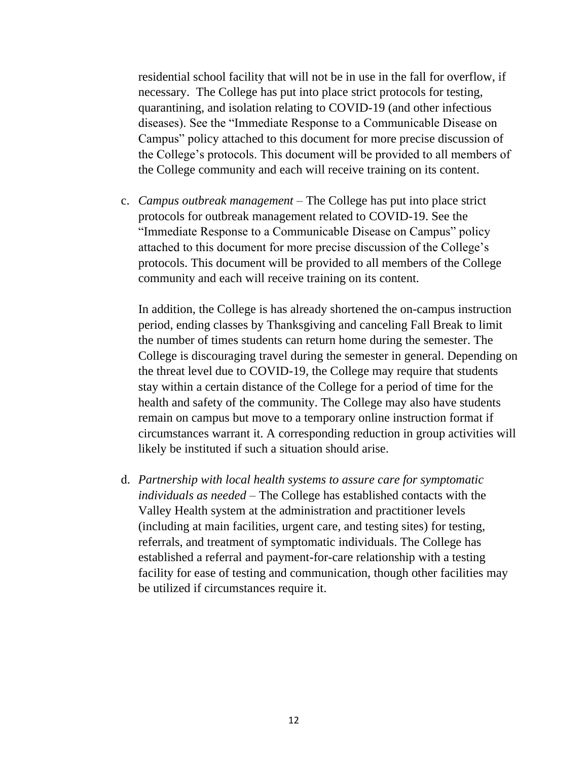residential school facility that will not be in use in the fall for overflow, if necessary. The College has put into place strict protocols for testing, quarantining, and isolation relating to COVID-19 (and other infectious diseases). See the "Immediate Response to a Communicable Disease on Campus" policy attached to this document for more precise discussion of the College's protocols. This document will be provided to all members of the College community and each will receive training on its content.

c. *Campus outbreak management* – The College has put into place strict protocols for outbreak management related to COVID-19. See the "Immediate Response to a Communicable Disease on Campus" policy attached to this document for more precise discussion of the College's protocols. This document will be provided to all members of the College community and each will receive training on its content.

   In addition, the College is has already shortened the on-campus instruction period, ending classes by Thanksgiving and canceling Fall Break to limit the number of times students can return home during the semester. The College is discouraging travel during the semester in general. Depending on the threat level due to COVID-19, the College may require that students stay within a certain distance of the College for a period of time for the health and safety of the community. The College may also have students remain on campus but move to a temporary online instruction format if circumstances warrant it. A corresponding reduction in group activities will likely be instituted if such a situation should arise.

d. *Partnership with local health systems to assure care for symptomatic individuals as needed* – The College has established contacts with the Valley Health system at the administration and practitioner levels (including at main facilities, urgent care, and testing sites) for testing, referrals, and treatment of symptomatic individuals. The College has established a referral and payment-for-care relationship with a testing facility for ease of testing and communication, though other facilities may be utilized if circumstances require it.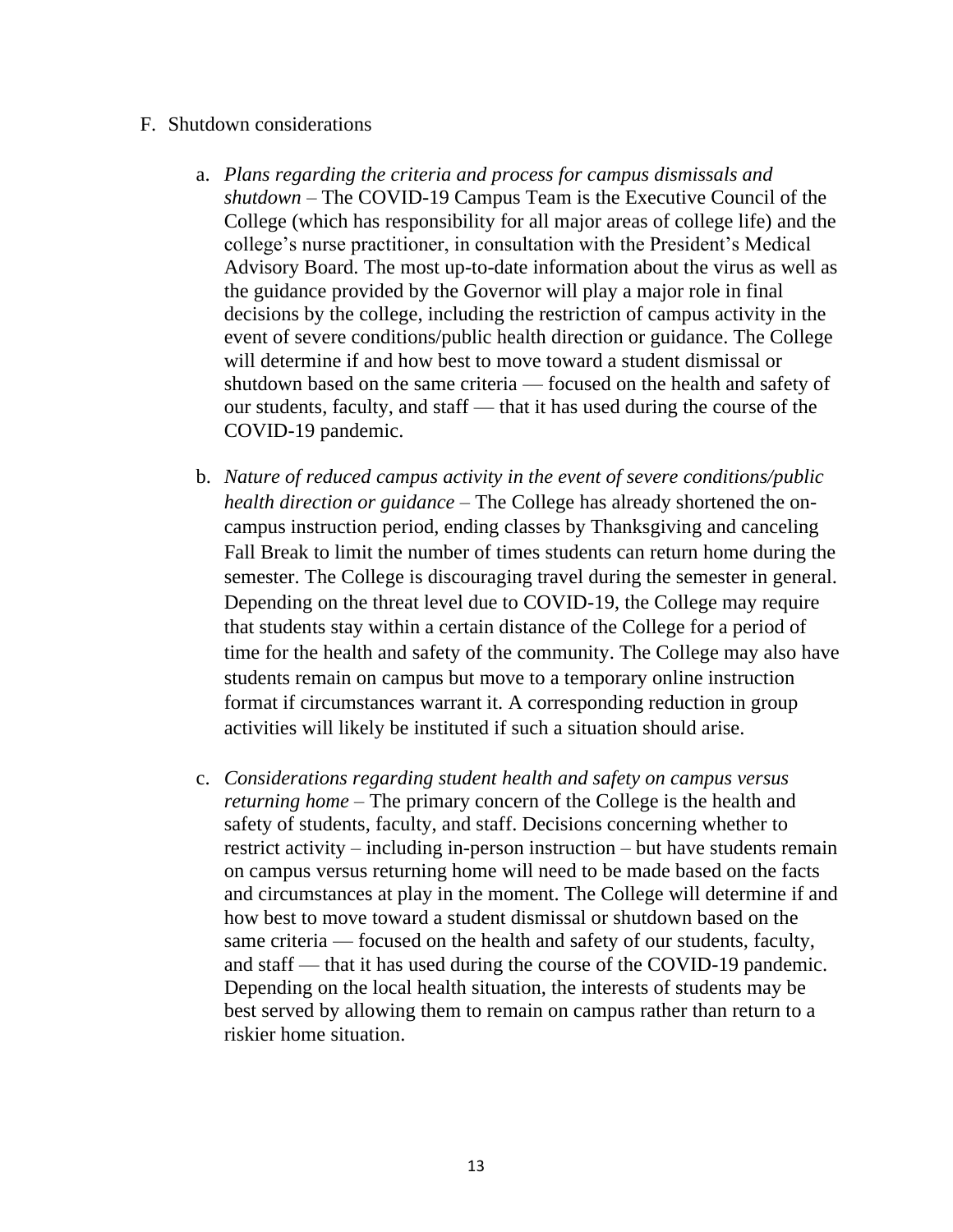F. Shutdown considerations

a. *Plans regarding the criteria and process for campus dismissals and shutdown* – The COVID-19 Campus Team is the Executive Council of the College (which has responsibility for all major areas of college life) and the college's nurse practitioner, in consultation with the President's Medical Advisory Board. The most up-to-date information about the virus as well as the guidance provided by the Governor will play a major role in final decisions by the college, including the restriction of campus activity in the event of severe conditions/public health direction or guidance. The College will determine if and how best to move toward a student dismissal or shutdown based on the same criteria — focused on the health and safety of our students, faculty, and staff — that it has used during the course of the COVID-19 pandemic.

b. *Nature of reduced campus activity in the event of severe conditions/public health direction or guidance* – The College has already shortened the on-campus instruction period, ending classes by Thanksgiving and canceling Fall Break to limit the number of times students can return home during the semester. The College is discouraging travel during the semester in general. Depending on the threat level due to COVID-19, the College may require that students stay within a certain distance of the College for a period of time for the health and safety of the community. The College may also have students remain on campus but move to a temporary online instruction format if circumstances warrant it. A corresponding reduction in group activities will likely be instituted if such a situation should arise.

c. *Considerations regarding student health and safety on campus versus returning home* – The primary concern of the College is the health and safety of students, faculty, and staff. Decisions concerning whether to restrict activity – including in-person instruction – but have students remain on campus versus returning home will need to be made based on the facts and circumstances at play in the moment. The College will determine if and how best to move toward a student dismissal or shutdown based on the same criteria — focused on the health and safety of our students, faculty, and staff — that it has used during the course of the COVID-19 pandemic. Depending on the local health situation, the interests of students may be best served by allowing them to remain on campus rather than return to a riskier home situation.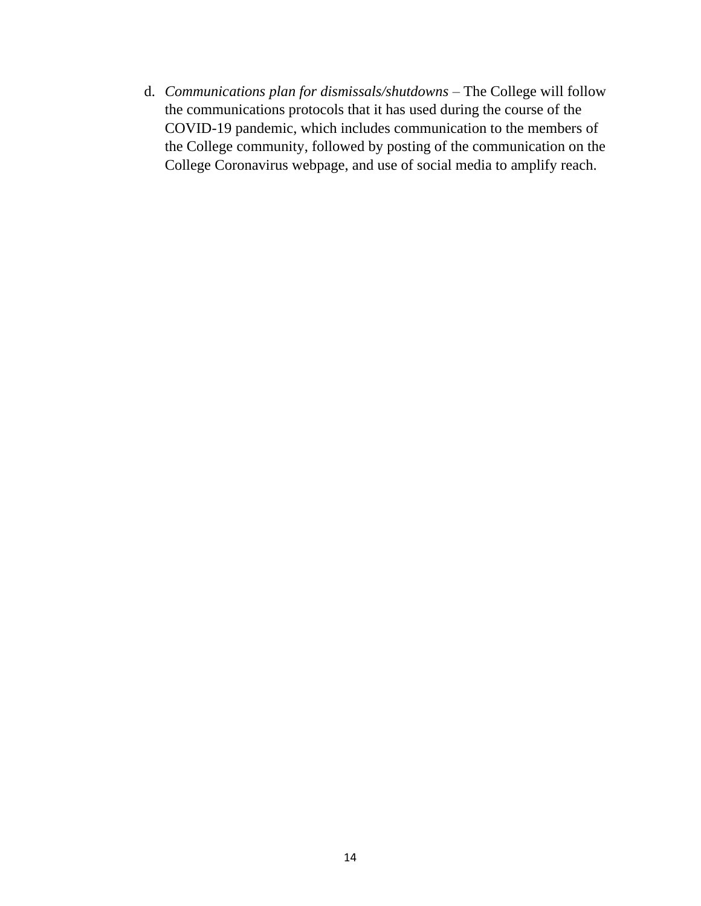d. *Communications plan for dismissals/shutdowns* – The College will follow the communications protocols that it has used during the course of the COVID-19 pandemic, which includes communication to the members of the College community, followed by posting of the communication on the College Coronavirus webpage, and use of social media to amplify reach.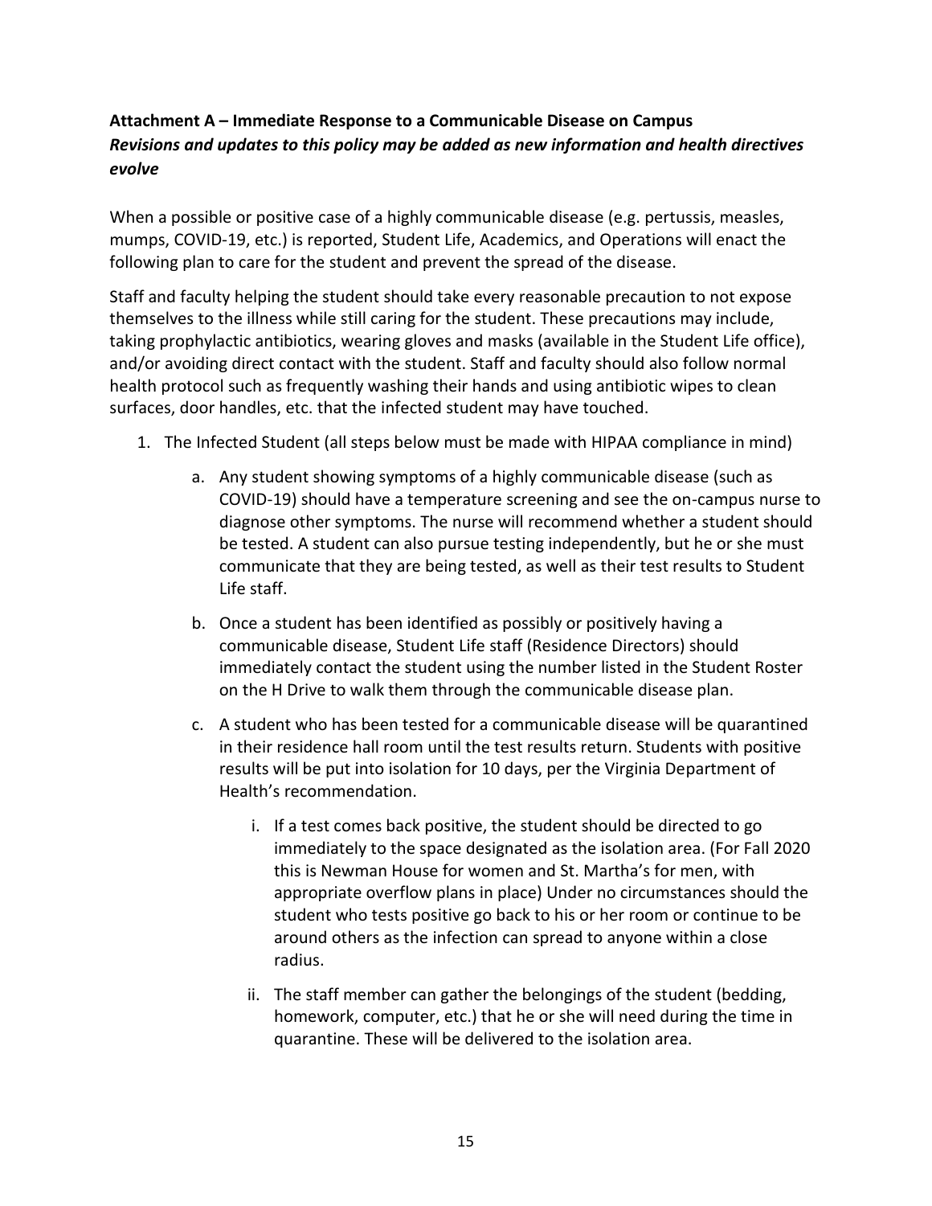**Attachment A – Immediate Response to a Communicable Disease on Campus**
***Revisions and updates to this policy may be added as new information and health directives evolve***

When a possible or positive case of a highly communicable disease (e.g. pertussis, measles, mumps, COVID-19, etc.) is reported, Student Life, Academics, and Operations will enact the following plan to care for the student and prevent the spread of the disease.

Staff and faculty helping the student should take every reasonable precaution to not expose themselves to the illness while still caring for the student. These precautions may include, taking prophylactic antibiotics, wearing gloves and masks (available in the Student Life office), and/or avoiding direct contact with the student. Staff and faculty should also follow normal health protocol such as frequently washing their hands and using antibiotic wipes to clean surfaces, door handles, etc. that the infected student may have touched.

1. The Infected Student (all steps below must be made with HIPAA compliance in mind)
    a. Any student showing symptoms of a highly communicable disease (such as COVID-19) should have a temperature screening and see the on-campus nurse to diagnose other symptoms. The nurse will recommend whether a student should be tested. A student can also pursue testing independently, but he or she must communicate that they are being tested, as well as their test results to Student Life staff.
    b. Once a student has been identified as possibly or positively having a communicable disease, Student Life staff (Residence Directors) should immediately contact the student using the number listed in the Student Roster on the H Drive to walk them through the communicable disease plan.
    c. A student who has been tested for a communicable disease will be quarantined in their residence hall room until the test results return. Students with positive results will be put into isolation for 10 days, per the Virginia Department of Health's recommendation.
        i. If a test comes back positive, the student should be directed to go immediately to the space designated as the isolation area. (For Fall 2020 this is Newman House for women and St. Martha's for men, with appropriate overflow plans in place) Under no circumstances should the student who tests positive go back to his or her room or continue to be around others as the infection can spread to anyone within a close radius.
        ii. The staff member can gather the belongings of the student (bedding, homework, computer, etc.) that he or she will need during the time in quarantine. These will be delivered to the isolation area.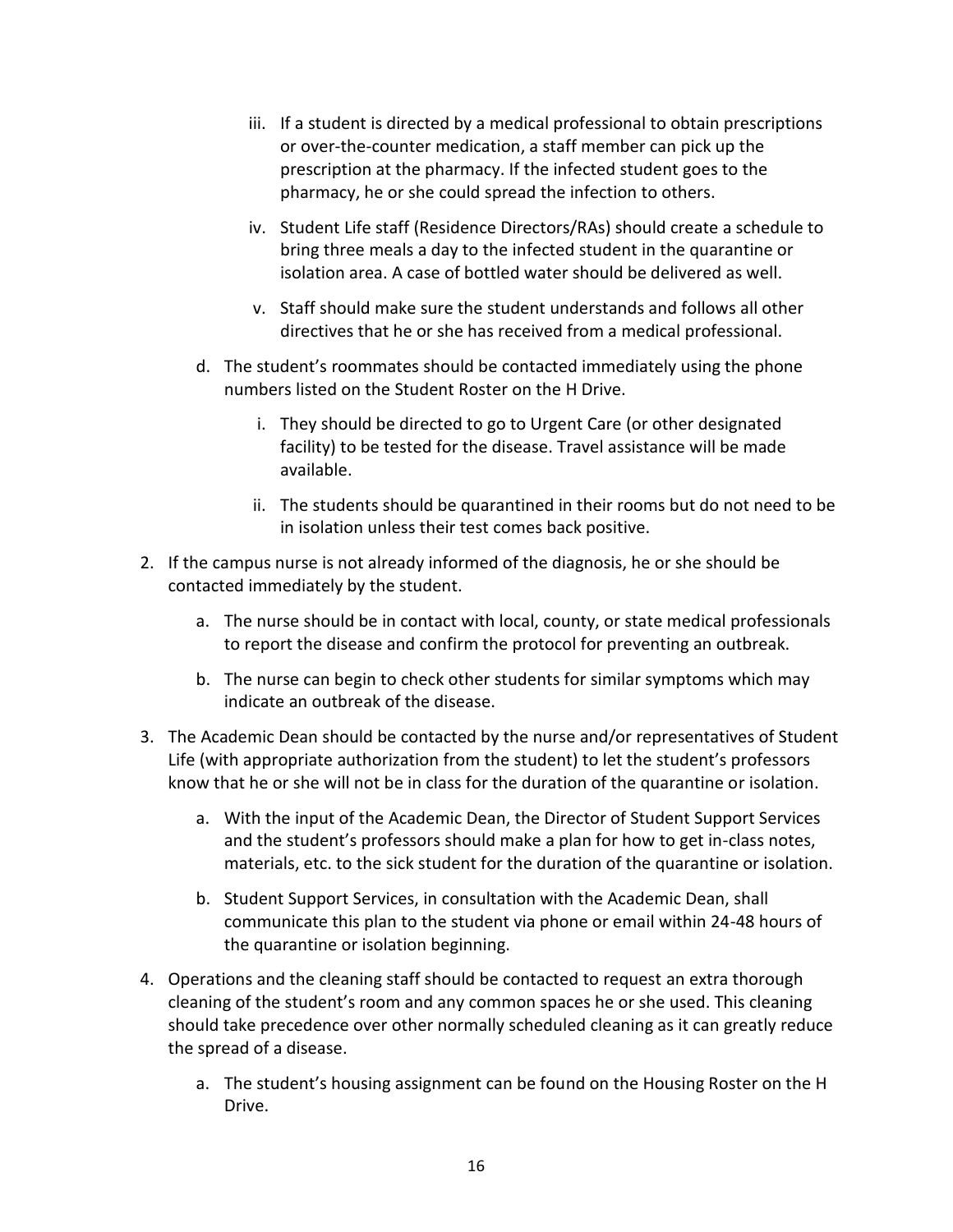iii. If a student is directed by a medical professional to obtain prescriptions or over-the-counter medication, a staff member can pick up the prescription at the pharmacy. If the infected student goes to the pharmacy, he or she could spread the infection to others.

   iv. Student Life staff (Residence Directors/RAs) should create a schedule to bring three meals a day to the infected student in the quarantine or isolation area. A case of bottled water should be delivered as well.

   v. Staff should make sure the student understands and follows all other directives that he or she has received from a medical professional.

   d. The student's roommates should be contacted immediately using the phone numbers listed on the Student Roster on the H Drive.

      i. They should be directed to go to Urgent Care (or other designated facility) to be tested for the disease. Travel assistance will be made available.

      ii. The students should be quarantined in their rooms but do not need to be in isolation unless their test comes back positive.

2. If the campus nurse is not already informed of the diagnosis, he or she should be contacted immediately by the student.

   a. The nurse should be in contact with local, county, or state medical professionals to report the disease and confirm the protocol for preventing an outbreak.

   b. The nurse can begin to check other students for similar symptoms which may indicate an outbreak of the disease.

3. The Academic Dean should be contacted by the nurse and/or representatives of Student Life (with appropriate authorization from the student) to let the student's professors know that he or she will not be in class for the duration of the quarantine or isolation.

   a. With the input of the Academic Dean, the Director of Student Support Services and the student's professors should make a plan for how to get in-class notes, materials, etc. to the sick student for the duration of the quarantine or isolation.

   b. Student Support Services, in consultation with the Academic Dean, shall communicate this plan to the student via phone or email within 24-48 hours of the quarantine or isolation beginning.

4. Operations and the cleaning staff should be contacted to request an extra thorough cleaning of the student's room and any common spaces he or she used. This cleaning should take precedence over other normally scheduled cleaning as it can greatly reduce the spread of a disease.

   a. The student's housing assignment can be found on the Housing Roster on the H Drive.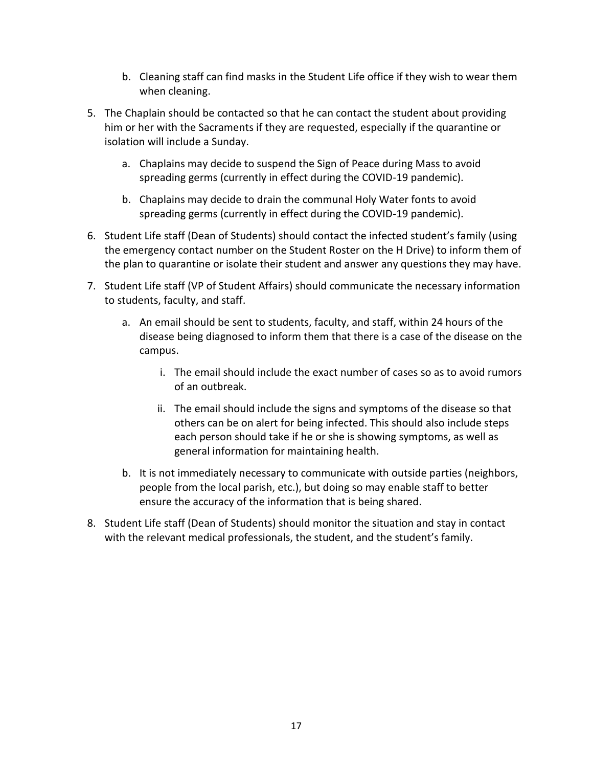b. Cleaning staff can find masks in the Student Life office if they wish to wear them when cleaning.

5. The Chaplain should be contacted so that he can contact the student about providing him or her with the Sacraments if they are requested, especially if the quarantine or isolation will include a Sunday.
   a. Chaplains may decide to suspend the Sign of Peace during Mass to avoid spreading germs (currently in effect during the COVID-19 pandemic).
   b. Chaplains may decide to drain the communal Holy Water fonts to avoid spreading germs (currently in effect during the COVID-19 pandemic).
6. Student Life staff (Dean of Students) should contact the infected student's family (using the emergency contact number on the Student Roster on the H Drive) to inform them of the plan to quarantine or isolate their student and answer any questions they may have.
7. Student Life staff (VP of Student Affairs) should communicate the necessary information to students, faculty, and staff.
   a. An email should be sent to students, faculty, and staff, within 24 hours of the disease being diagnosed to inform them that there is a case of the disease on the campus.
      i. The email should include the exact number of cases so as to avoid rumors of an outbreak.
      ii. The email should include the signs and symptoms of the disease so that others can be on alert for being infected. This should also include steps each person should take if he or she is showing symptoms, as well as general information for maintaining health.
   b. It is not immediately necessary to communicate with outside parties (neighbors, people from the local parish, etc.), but doing so may enable staff to better ensure the accuracy of the information that is being shared.
8. Student Life staff (Dean of Students) should monitor the situation and stay in contact with the relevant medical professionals, the student, and the student's family.